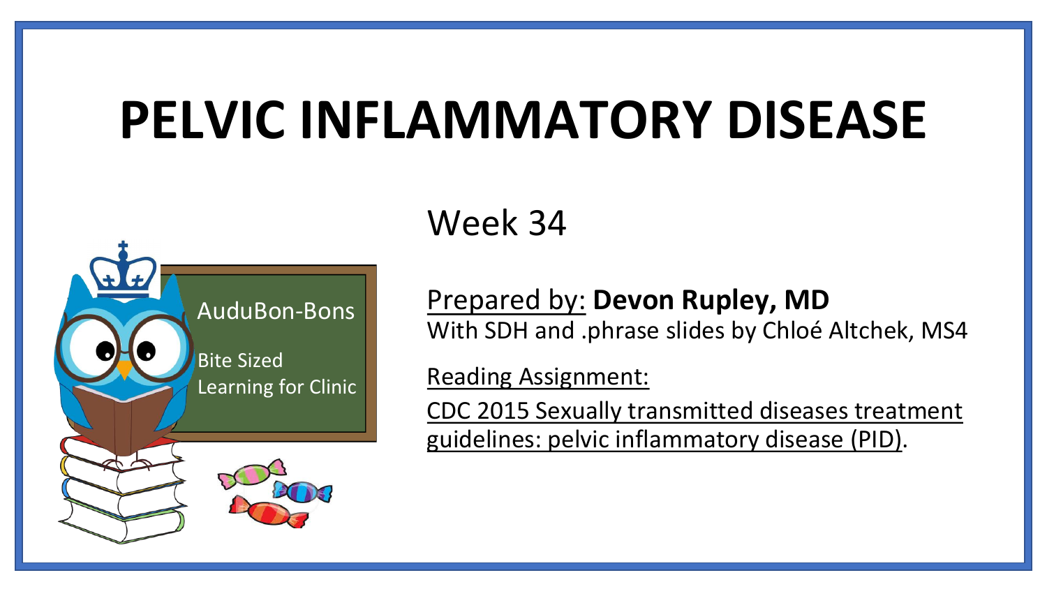# PELVIC INFLAMMATORY DISEASE

AuduBon-Bons

Bite Sized Learning for Clinic

Week 34

Prepared by: **Devon Rupley, MD**
With SDH and .phrase slides by Chloé Altchek, MS4

Reading Assignment:
CDC 2015 Sexually transmitted diseases treatment guidelines: pelvic inflammatory disease (PID).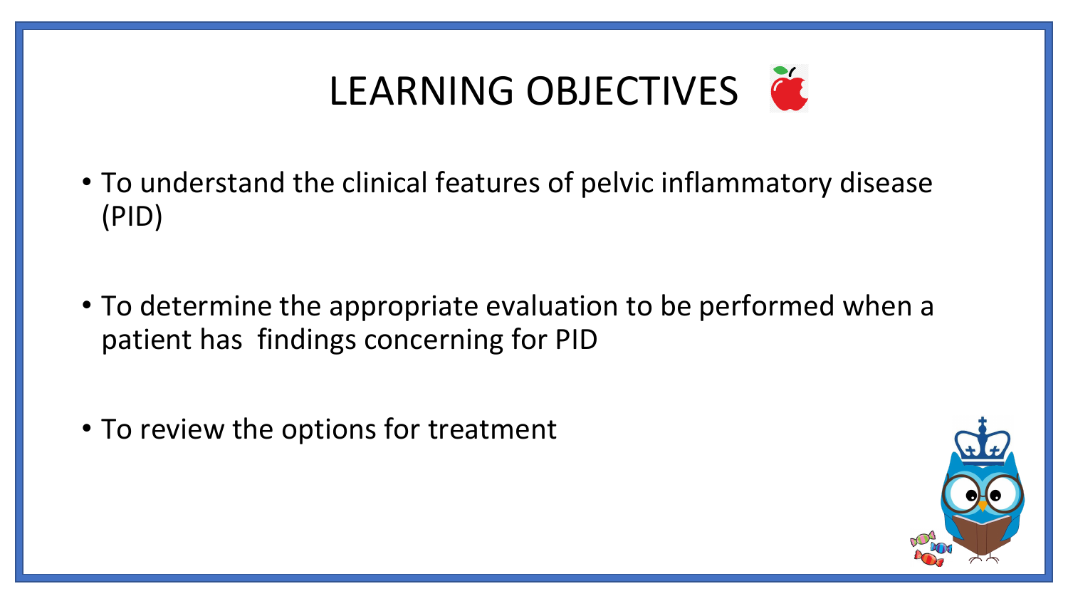# LEARNING OBJECTIVES

- To understand the clinical features of pelvic inflammatory disease (PID)
- To determine the appropriate evaluation to be performed when a patient has findings concerning for PID
- To review the options for treatment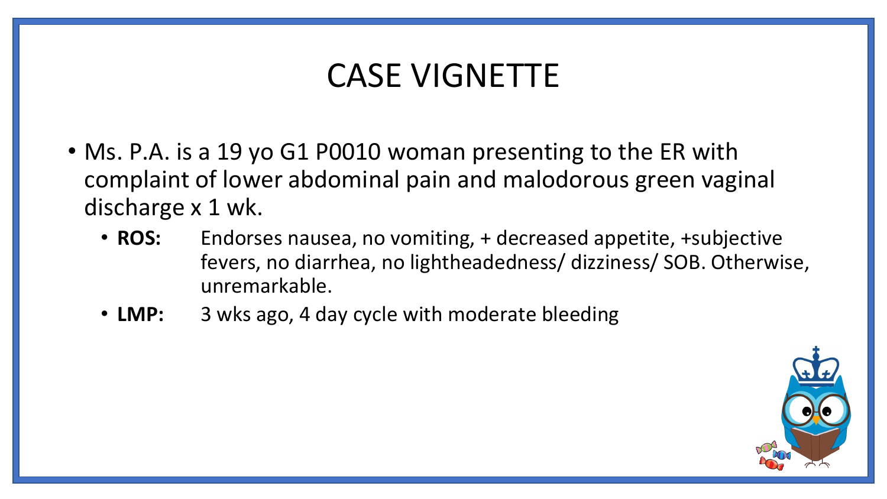# CASE VIGNETTE

- Ms. P.A. is a 19 yo G1 P0010 woman presenting to the ER with complaint of lower abdominal pain and malodorous green vaginal discharge x 1 wk.
  - **ROS:** Endorses nausea, no vomiting, + decreased appetite, +subjective fevers, no diarrhea, no lightheadedness/ dizziness/ SOB. Otherwise, unremarkable.
  - **LMP:** 3 wks ago, 4 day cycle with moderate bleeding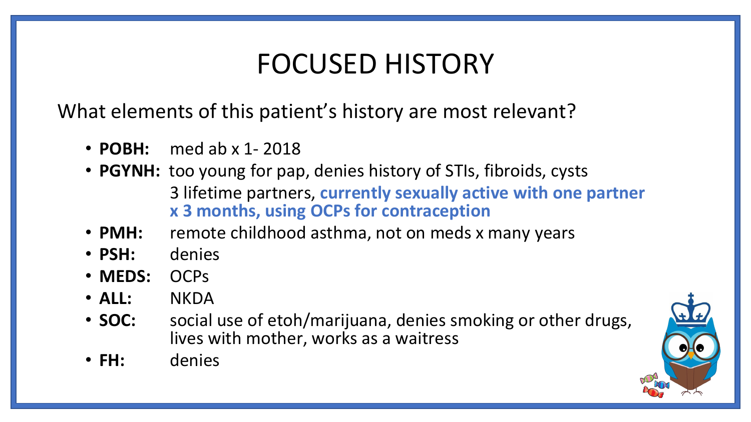# FOCUSED HISTORY

What elements of this patient's history are most relevant?

- **POBH:** med ab x 1- 2018
- **PGYNH:** too young for pap, denies history of STIs, fibroids, cysts
  3 lifetime partners, **currently sexually active with one partner x 3 months, using OCPs for contraception**
- **PMH:** remote childhood asthma, not on meds x many years
- **PSH:** denies
- **MEDS:** OCPs
- **ALL:** NKDA
- **SOC:** social use of etoh/marijuana, denies smoking or other drugs, lives with mother, works as a waitress
- **FH:** denies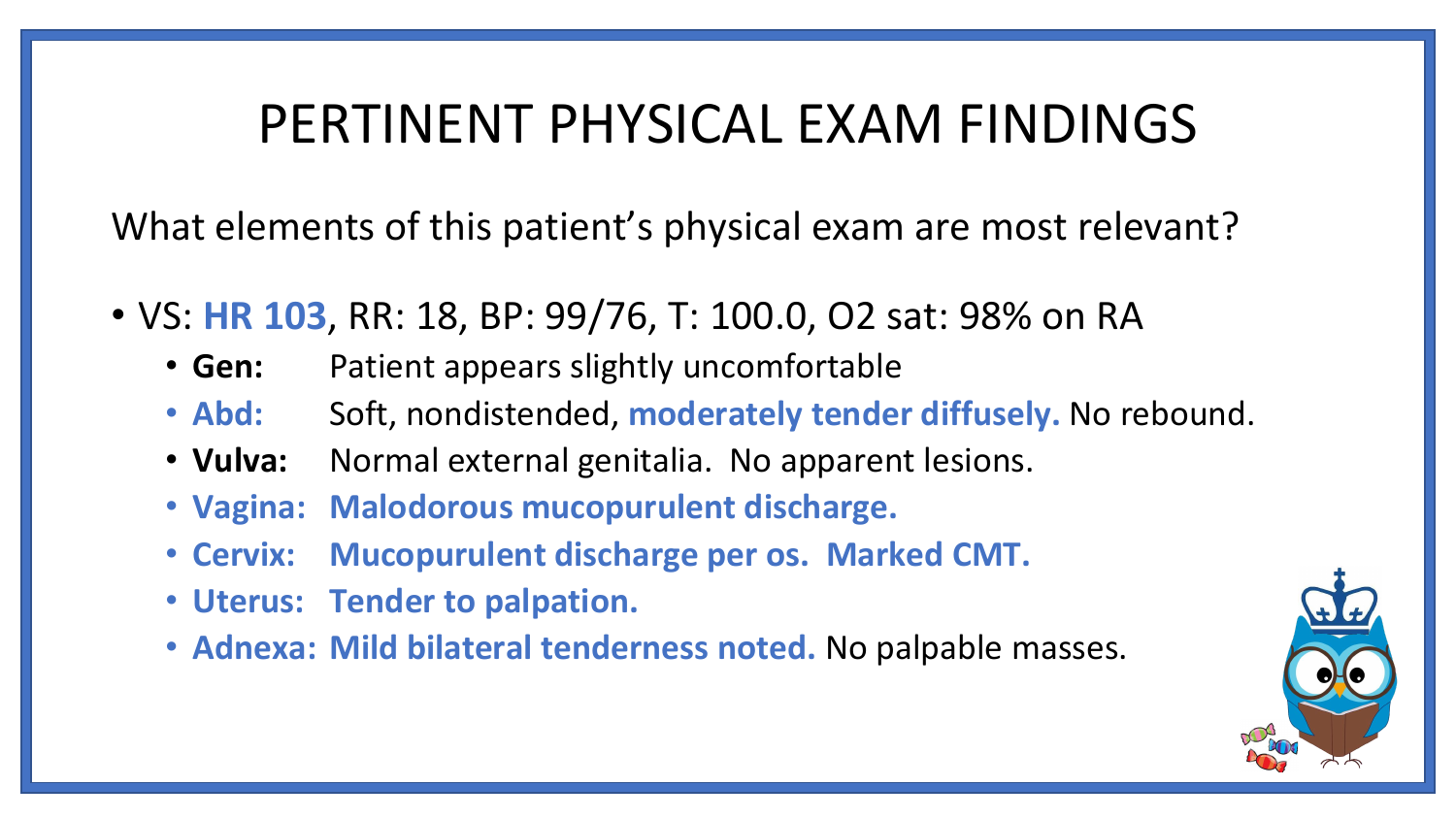# PERTINENT PHYSICAL EXAM FINDINGS

What elements of this patient's physical exam are most relevant?

- VS: **HR 103**, RR: 18, BP: 99/76, T: 100.0, O2 sat: 98% on RA
  - **Gen:** Patient appears slightly uncomfortable
  - **Abd:** Soft, nondistended, **moderately tender diffusely.** No rebound.
  - **Vulva:** Normal external genitalia. No apparent lesions.
  - **Vagina: Malodorous mucopurulent discharge.**
  - **Cervix: Mucopurulent discharge per os. Marked CMT.**
  - **Uterus: Tender to palpation.**
  - **Adnexa: Mild bilateral tenderness noted.** No palpable masses.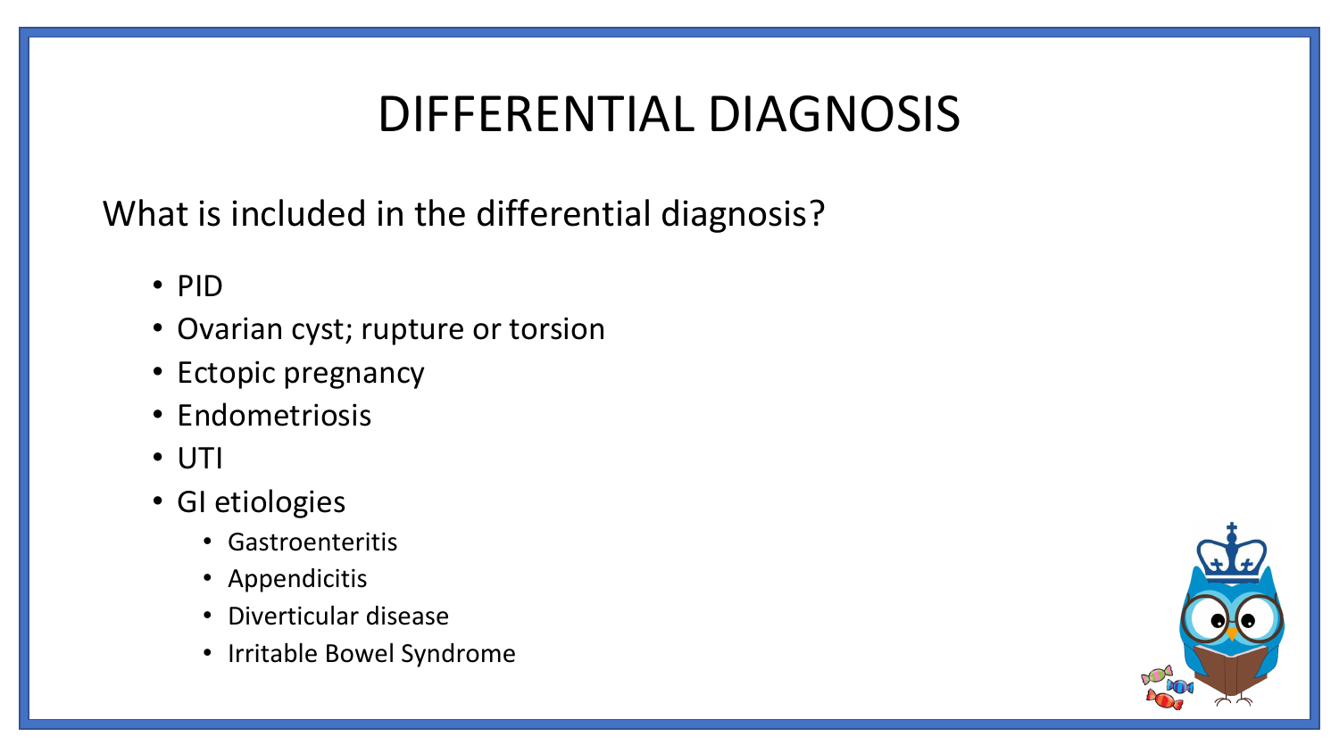# DIFFERENTIAL DIAGNOSIS

What is included in the differential diagnosis?

- PID
- Ovarian cyst; rupture or torsion
- Ectopic pregnancy
- Endometriosis
- UTI
- GI etiologies
  - Gastroenteritis
  - Appendicitis
  - Diverticular disease
  - Irritable Bowel Syndrome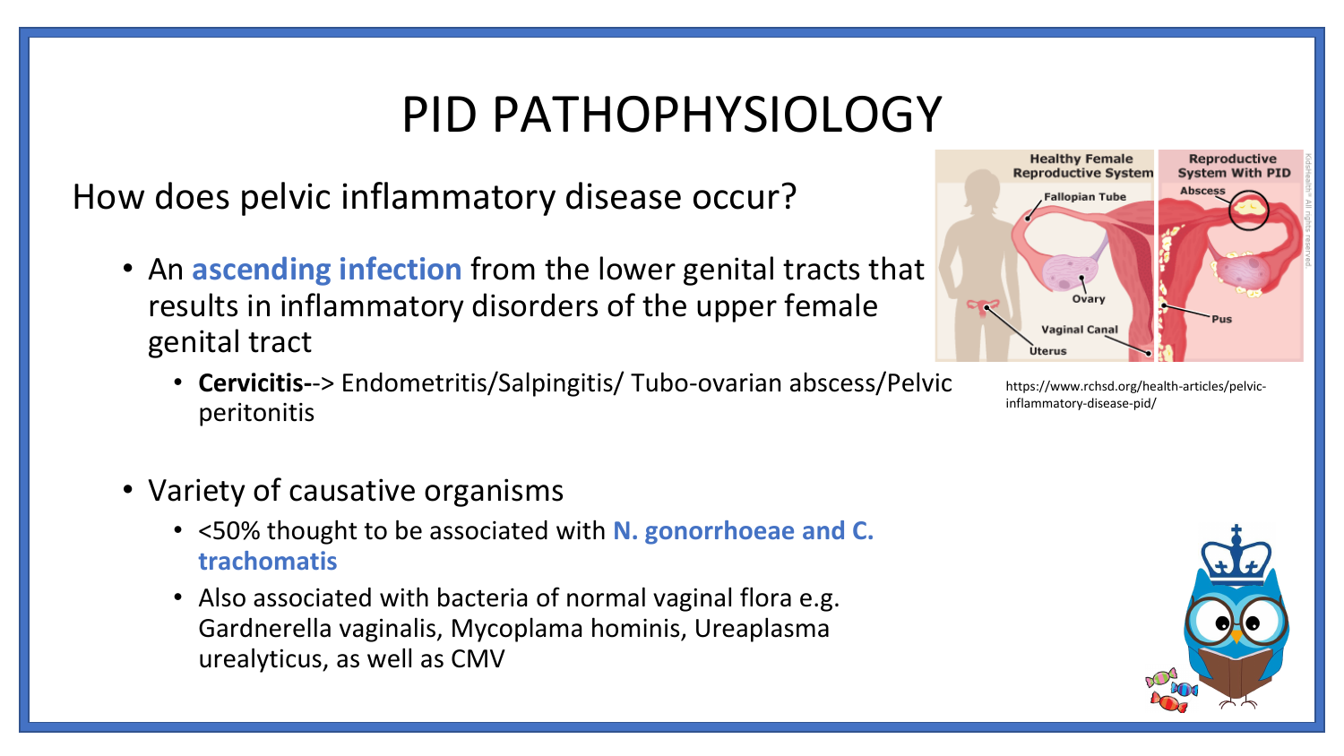# PID PATHOPHYSIOLOGY

How does pelvic inflammatory disease occur?

- An **ascending infection** from the lower genital tracts that results in inflammatory disorders of the upper female genital tract
  - **Cervicitis-**-> Endometritis/Salpingitis/ Tubo-ovarian abscess/Pelvic peritonitis

https://www.rchsd.org/health-articles/pelvic-inflammatory-disease-pid/

- Variety of causative organisms
  - <50% thought to be associated with **N. gonorrhoeae and C. trachomatis**
  - Also associated with bacteria of normal vaginal flora e.g. Gardnerella vaginalis, Mycoplama hominis, Ureaplasma urealyticus, as well as CMV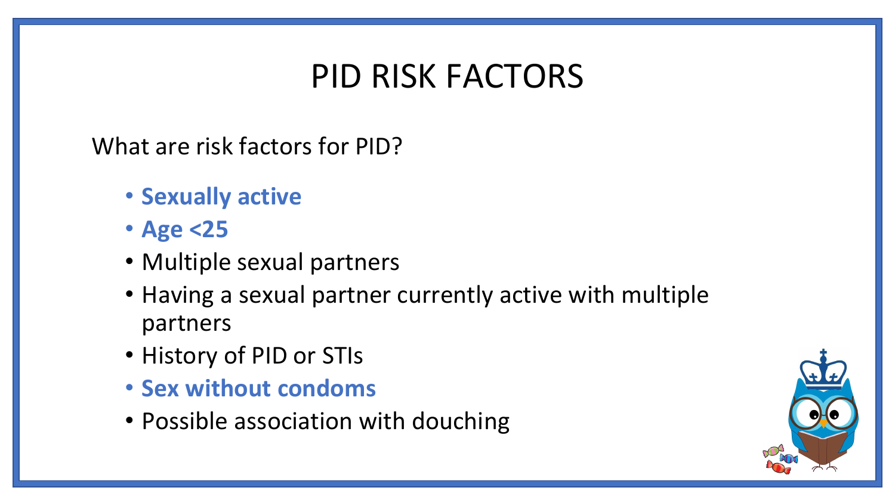# PID RISK FACTORS

What are risk factors for PID?

- **Sexually active**
- **Age <25**
- Multiple sexual partners
- Having a sexual partner currently active with multiple partners
- History of PID or STIs
- **Sex without condoms**
- Possible association with douching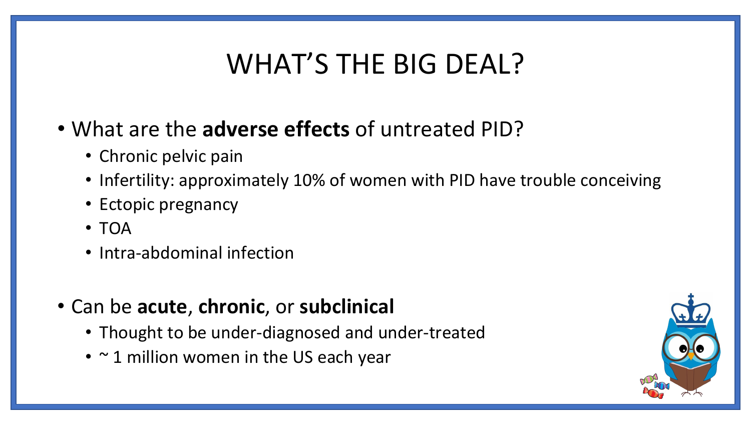# WHAT'S THE BIG DEAL?

- What are the **adverse effects** of untreated PID?
  - Chronic pelvic pain
  - Infertility: approximately 10% of women with PID have trouble conceiving
  - Ectopic pregnancy
  - TOA
  - Intra-abdominal infection

- Can be **acute**, **chronic**, or **subclinical**
  - Thought to be under-diagnosed and under-treated
  - ~ 1 million women in the US each year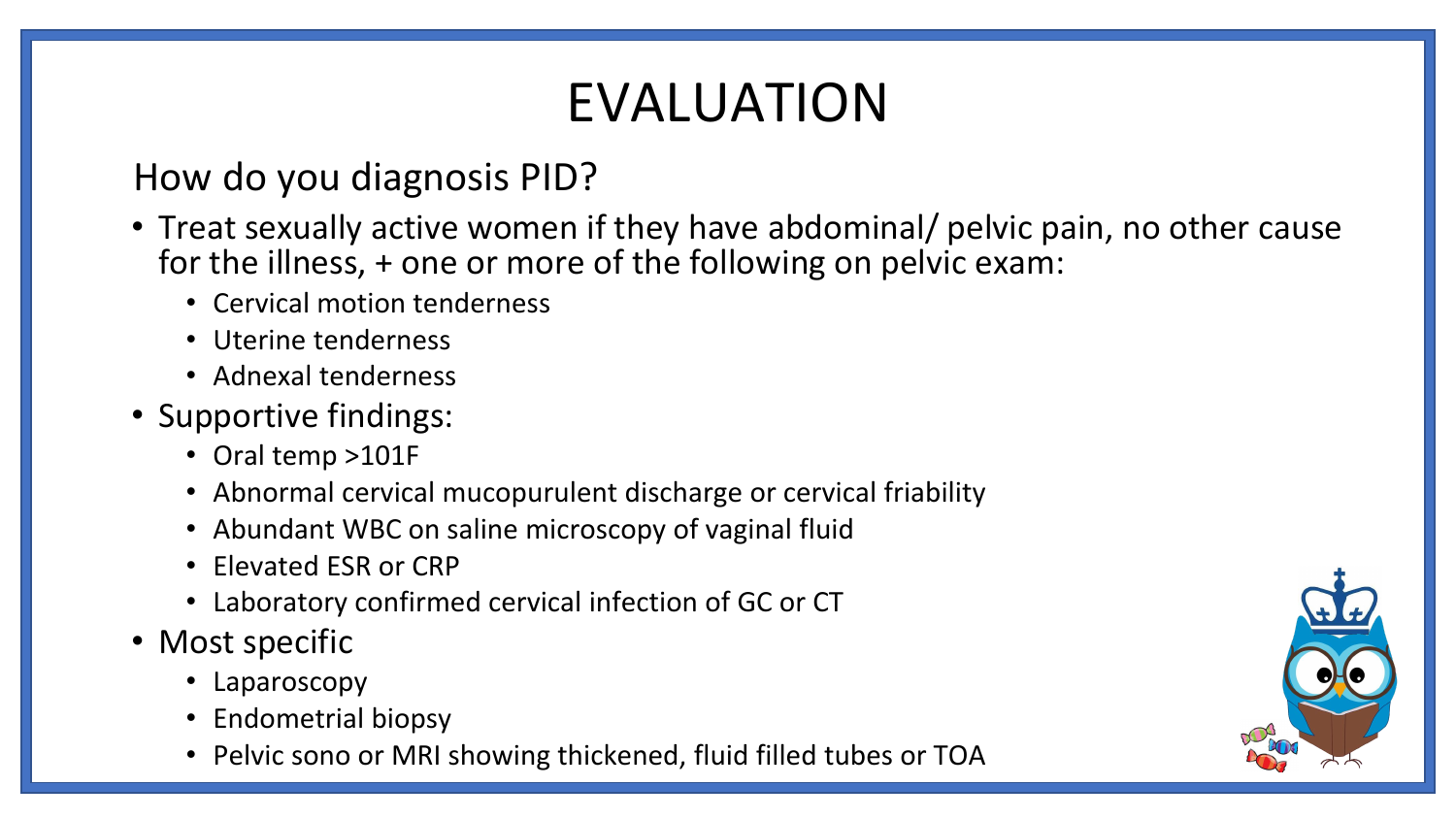# EVALUATION

## How do you diagnosis PID?

- Treat sexually active women if they have abdominal/ pelvic pain, no other cause for the illness, + one or more of the following on pelvic exam:
  - Cervical motion tenderness
  - Uterine tenderness
  - Adnexal tenderness
- Supportive findings:
  - Oral temp >101F
  - Abnormal cervical mucopurulent discharge or cervical friability
  - Abundant WBC on saline microscopy of vaginal fluid
  - Elevated ESR or CRP
  - Laboratory confirmed cervical infection of GC or CT
- Most specific
  - Laparoscopy
  - Endometrial biopsy
  - Pelvic sono or MRI showing thickened, fluid filled tubes or TOA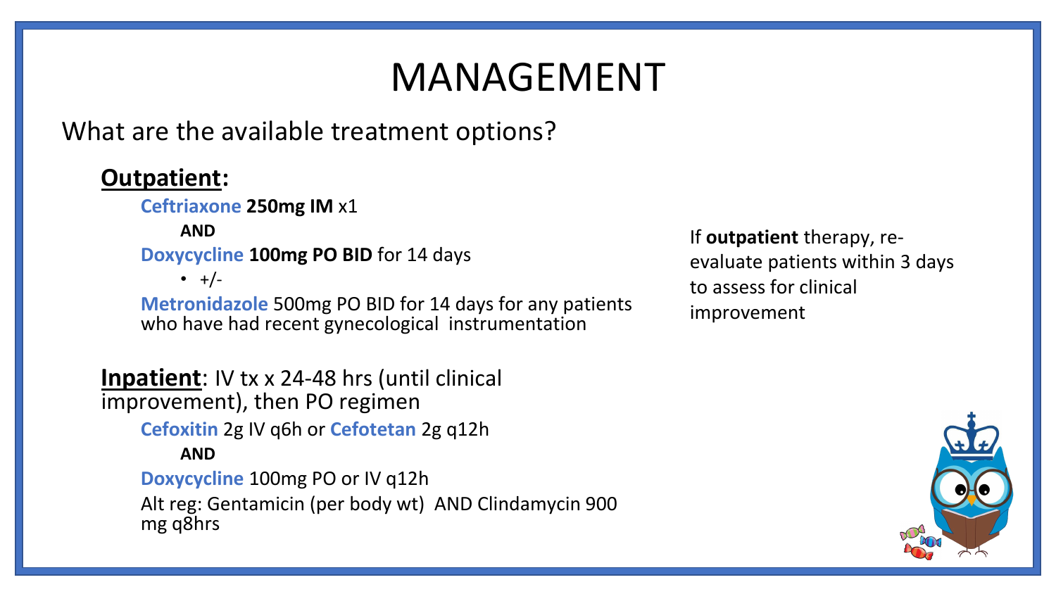# MANAGEMENT

What are the available treatment options?

## **Outpatient:**

**Ceftriaxone** **250mg IM** x1

**AND**

**Doxycycline** **100mg PO BID** for 14 days

- +/-

**Metronidazole** 500mg PO BID for 14 days for any patients who have had recent gynecological instrumentation

## **Inpatient**: IV tx x 24-48 hrs (until clinical improvement), then PO regimen

**Cefoxitin** 2g IV q6h or **Cefotetan** 2g q12h

**AND**

**Doxycycline** 100mg PO or IV q12h

Alt reg: Gentamicin (per body wt) AND Clindamycin 900 mg q8hrs

If **outpatient** therapy, re-evaluate patients within 3 days to assess for clinical improvement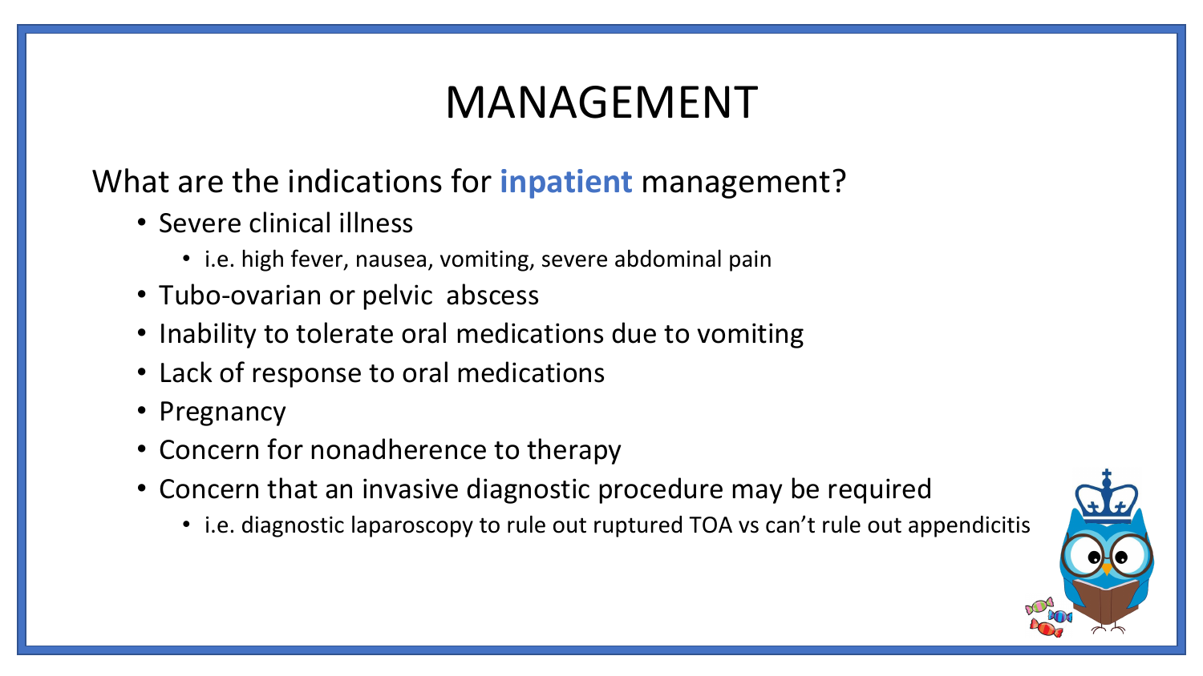# MANAGEMENT

What are the indications for **inpatient** management?

- Severe clinical illness
  - i.e. high fever, nausea, vomiting, severe abdominal pain
- Tubo-ovarian or pelvic abscess
- Inability to tolerate oral medications due to vomiting
- Lack of response to oral medications
- Pregnancy
- Concern for nonadherence to therapy
- Concern that an invasive diagnostic procedure may be required
  - i.e. diagnostic laparoscopy to rule out ruptured TOA vs can't rule out appendicitis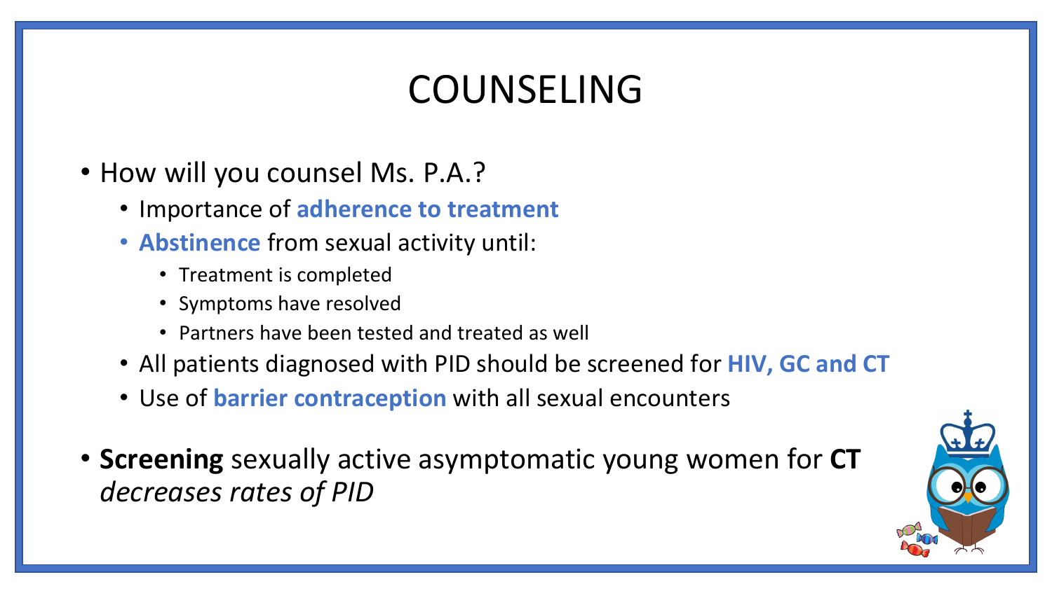# COUNSELING

- How will you counsel Ms. P.A.?
  - Importance of **adherence to treatment**
  - **Abstinence** from sexual activity until:
    - Treatment is completed
    - Symptoms have resolved
    - Partners have been tested and treated as well
  - All patients diagnosed with PID should be screened for **HIV, GC and CT**
  - Use of **barrier contraception** with all sexual encounters
- **Screening** sexually active asymptomatic young women for **CT** *decreases rates of PID*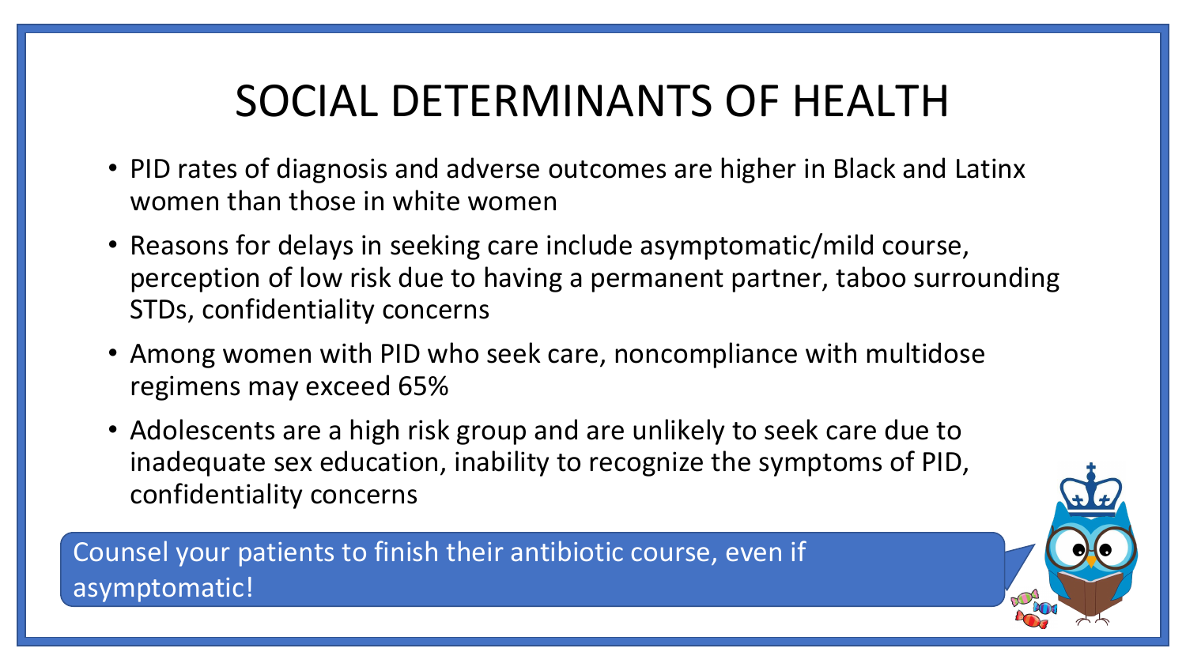# SOCIAL DETERMINANTS OF HEALTH

- PID rates of diagnosis and adverse outcomes are higher in Black and Latinx women than those in white women
- Reasons for delays in seeking care include asymptomatic/mild course, perception of low risk due to having a permanent partner, taboo surrounding STDs, confidentiality concerns
- Among women with PID who seek care, noncompliance with multidose regimens may exceed 65%
- Adolescents are a high risk group and are unlikely to seek care due to inadequate sex education, inability to recognize the symptoms of PID, confidentiality concerns

Counsel your patients to finish their antibiotic course, even if asymptomatic!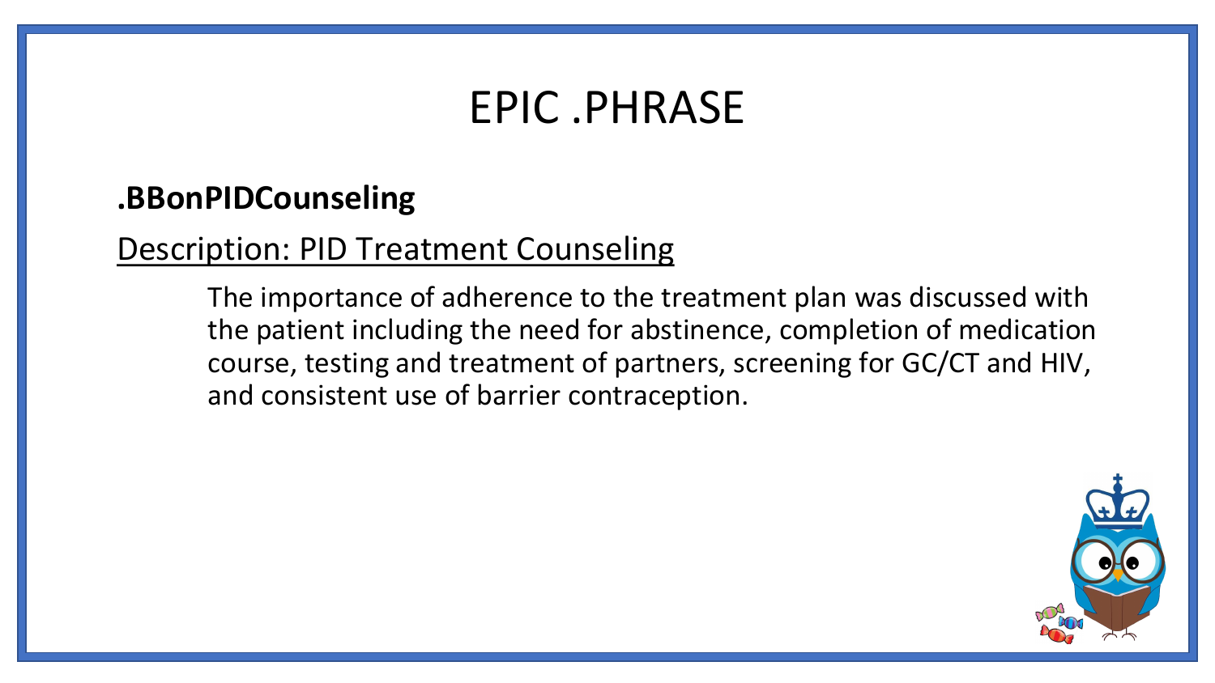# EPIC .PHRASE

**.BBonPIDCounseling**

Description: PID Treatment Counseling

The importance of adherence to the treatment plan was discussed with the patient including the need for abstinence, completion of medication course, testing and treatment of partners, screening for GC/CT and HIV, and consistent use of barrier contraception.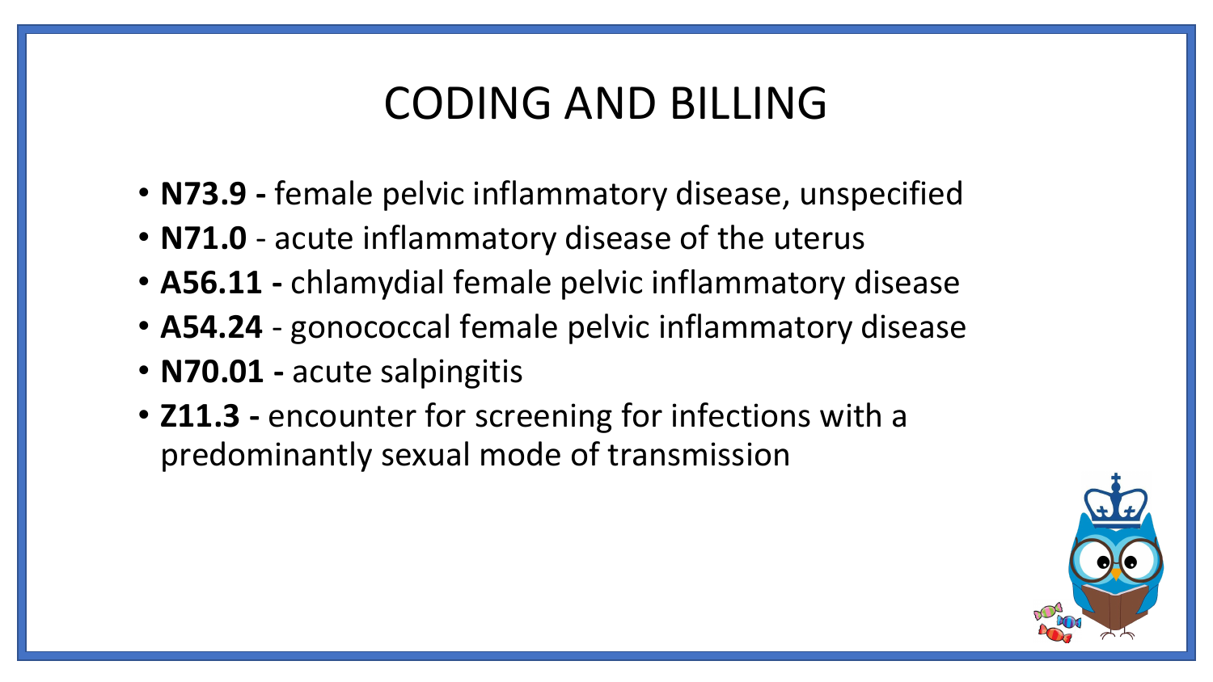# CODING AND BILLING

- **N73.9 -** female pelvic inflammatory disease, unspecified
- **N71.0** - acute inflammatory disease of the uterus
- **A56.11 -** chlamydial female pelvic inflammatory disease
- **A54.24** - gonococcal female pelvic inflammatory disease
- **N70.01 -** acute salpingitis
- **Z11.3 -** encounter for screening for infections with a predominantly sexual mode of transmission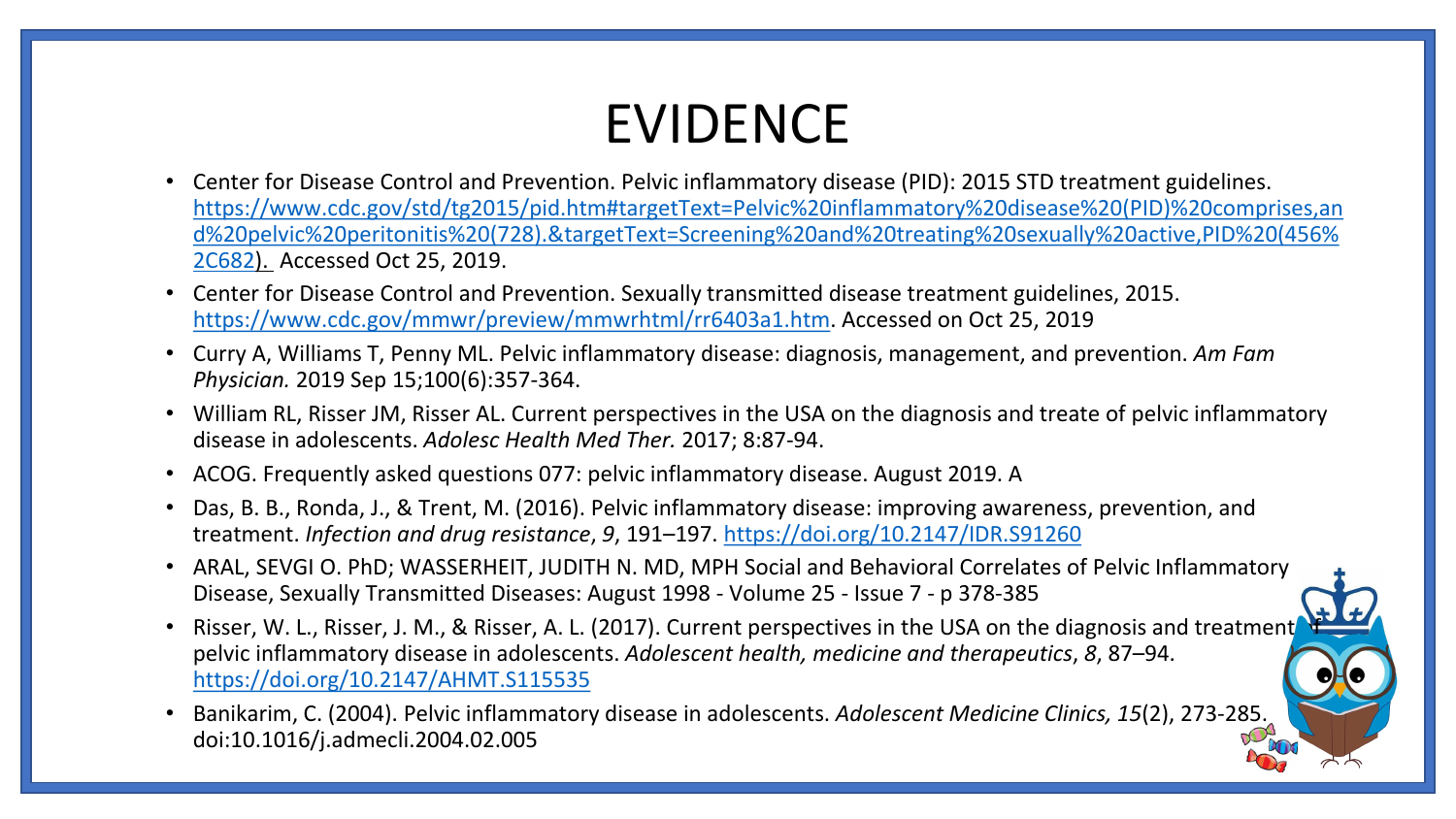# EVIDENCE

- Center for Disease Control and Prevention. Pelvic inflammatory disease (PID): 2015 STD treatment guidelines. https://www.cdc.gov/std/tg2015/pid.htm#targetText=Pelvic%20inflammatory%20disease%20(PID)%20comprises,and%20pelvic%20peritonitis%20(728).&targetText=Screening%20and%20treating%20sexually%20active,PID%20(456%2C682). Accessed Oct 25, 2019.
- Center for Disease Control and Prevention. Sexually transmitted disease treatment guidelines, 2015. https://www.cdc.gov/mmwr/preview/mmwrhtml/rr6403a1.htm. Accessed on Oct 25, 2019
- Curry A, Williams T, Penny ML. Pelvic inflammatory disease: diagnosis, management, and prevention. *Am Fam Physician.* 2019 Sep 15;100(6):357-364.
- William RL, Risser JM, Risser AL. Current perspectives in the USA on the diagnosis and treate of pelvic inflammatory disease in adolescents. *Adolesc Health Med Ther.* 2017; 8:87-94.
- ACOG. Frequently asked questions 077: pelvic inflammatory disease. August 2019. A
- Das, B. B., Ronda, J., & Trent, M. (2016). Pelvic inflammatory disease: improving awareness, prevention, and treatment. *Infection and drug resistance*, *9*, 191–197. https://doi.org/10.2147/IDR.S91260
- ARAL, SEVGI O. PhD; WASSERHEIT, JUDITH N. MD, MPH Social and Behavioral Correlates of Pelvic Inflammatory Disease, Sexually Transmitted Diseases: August 1998 - Volume 25 - Issue 7 - p 378-385
- Risser, W. L., Risser, J. M., & Risser, A. L. (2017). Current perspectives in the USA on the diagnosis and treatment of pelvic inflammatory disease in adolescents. *Adolescent health, medicine and therapeutics*, *8*, 87–94. https://doi.org/10.2147/AHMT.S115535
- Banikarim, C. (2004). Pelvic inflammatory disease in adolescents. *Adolescent Medicine Clinics, 15*(2), 273-285. doi:10.1016/j.admecli.2004.02.005